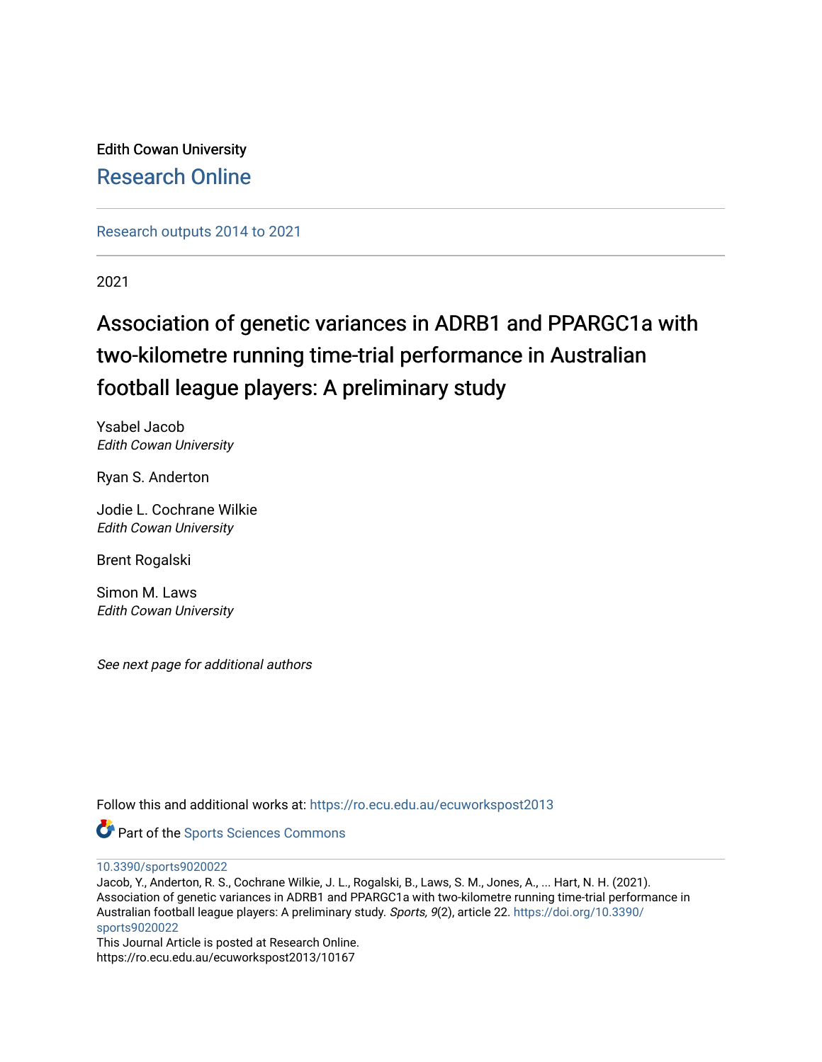Edith Cowan University

## Research Online

Research outputs 2014 to 2021

2021

# Association of genetic variances in ADRB1 and PPARGC1a with two-kilometre running time-trial performance in Australian football league players: A preliminary study

Ysabel Jacob
*Edith Cowan University*

Ryan S. Anderton

Jodie L. Cochrane Wilkie
*Edith Cowan University*

Brent Rogalski

Simon M. Laws
*Edith Cowan University*

*See next page for additional authors*

Follow this and additional works at: https://ro.ecu.edu.au/ecuworkspost2013

Part of the Sports Sciences Commons

10.3390/sports9020022
Jacob, Y., Anderton, R. S., Cochrane Wilkie, J. L., Rogalski, B., Laws, S. M., Jones, A., ... Hart, N. H. (2021). Association of genetic variances in ADRB1 and PPARGC1a with two-kilometre running time-trial performance in Australian football league players: A preliminary study. *Sports, 9*(2), article 22. https://doi.org/10.3390/sports9020022
This Journal Article is posted at Research Online.
https://ro.ecu.edu.au/ecuworkspost2013/10167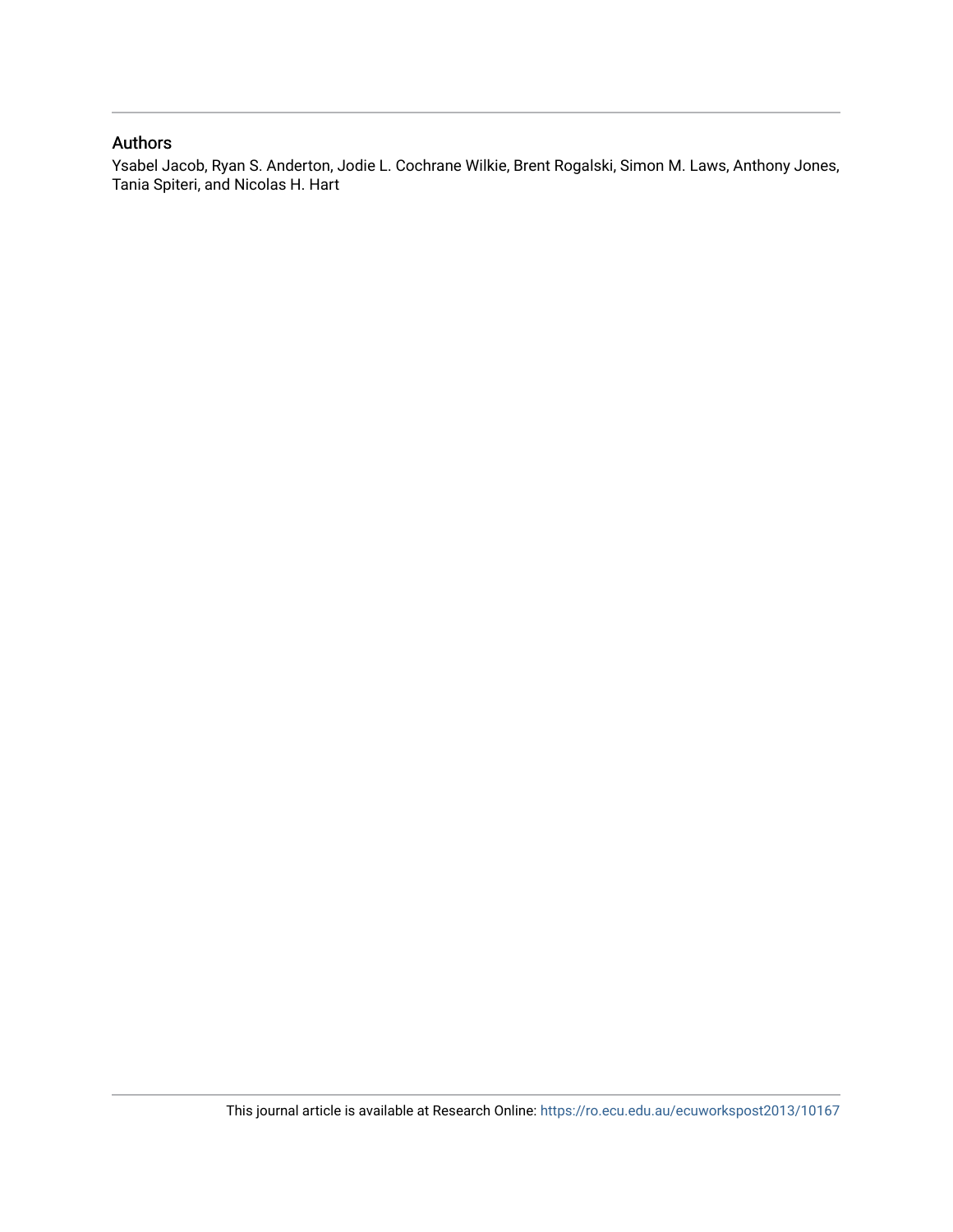## Authors

Ysabel Jacob, Ryan S. Anderton, Jodie L. Cochrane Wilkie, Brent Rogalski, Simon M. Laws, Anthony Jones, Tania Spiteri, and Nicolas H. Hart

This journal article is available at Research Online: https://ro.ecu.edu.au/ecuworkspost2013/10167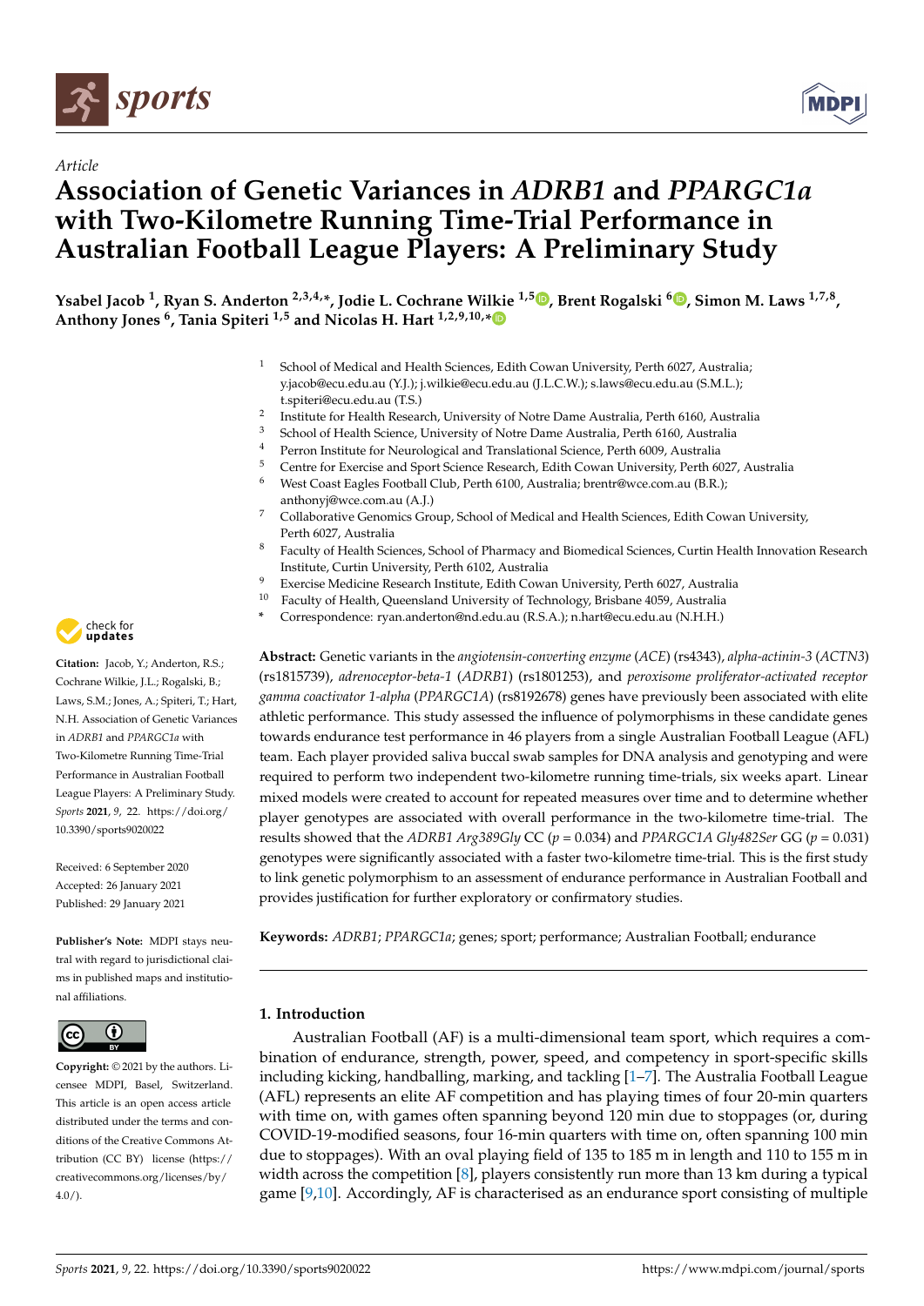sports

Article

# Association of Genetic Variances in *ADRB1* and *PPARGC1a* with Two-Kilometre Running Time-Trial Performance in Australian Football League Players: A Preliminary Study

**Ysabel Jacob [1], Ryan S. Anderton [2,3,4,*], Jodie L. Cochrane Wilkie [1,5], Brent Rogalski [6], Simon M. Laws [1,7,8], Anthony Jones [6], Tania Spiteri [1,5] and Nicolas H. Hart [1,2,9,10,*]**

[1] School of Medical and Health Sciences, Edith Cowan University, Perth 6027, Australia; y.jacob@ecu.edu.au (Y.J.); j.wilkie@ecu.edu.au (J.L.C.W.); s.laws@ecu.edu.au (S.M.L.); t.spiteri@ecu.edu.au (T.S.)
[2] Institute for Health Research, University of Notre Dame Australia, Perth 6160, Australia
[3] School of Health Science, University of Notre Dame Australia, Perth 6160, Australia
[4] Perron Institute for Neurological and Translational Science, Perth 6009, Australia
[5] Centre for Exercise and Sport Science Research, Edith Cowan University, Perth 6027, Australia
[6] West Coast Eagles Football Club, Perth 6100, Australia; brentr@wce.com.au (B.R.); anthonyj@wce.com.au (A.J.)
[7] Collaborative Genomics Group, School of Medical and Health Sciences, Edith Cowan University, Perth 6027, Australia
[8] Faculty of Health Sciences, School of Pharmacy and Biomedical Sciences, Curtin Health Innovation Research Institute, Curtin University, Perth 6102, Australia
[9] Exercise Medicine Research Institute, Edith Cowan University, Perth 6027, Australia
[10] Faculty of Health, Queensland University of Technology, Brisbane 4059, Australia
* Correspondence: ryan.anderton@nd.edu.au (R.S.A.); n.hart@ecu.edu.au (N.H.H.)

**Abstract:** Genetic variants in the *angiotensin-converting enzyme* (*ACE*) (rs4343), *alpha-actinin-3* (*ACTN3*) (rs1815739), *adrenoceptor-beta-1* (*ADRB1*) (rs1801253), and *peroxisome proliferator-activated receptor gamma coactivator 1-alpha* (*PPARGC1A*) (rs8192678) genes have previously been associated with elite athletic performance. This study assessed the influence of polymorphisms in these candidate genes towards endurance test performance in 46 players from a single Australian Football League (AFL) team. Each player provided saliva buccal swab samples for DNA analysis and genotyping and were required to perform two independent two-kilometre running time-trials, six weeks apart. Linear mixed models were created to account for repeated measures over time and to determine whether player genotypes are associated with overall performance in the two-kilometre time-trial. The results showed that the *ADRB1 Arg389Gly* CC ($p = 0.034$) and *PPARGC1A Gly482Ser* GG ($p = 0.031$) genotypes were significantly associated with a faster two-kilometre time-trial. This is the first study to link genetic polymorphism to an assessment of endurance performance in Australian Football and provides justification for further exploratory or confirmatory studies.

**Keywords:** *ADRB1*; *PPARGC1a*; genes; sport; performance; Australian Football; endurance

**Citation:** Jacob, Y.; Anderton, R.S.; Cochrane Wilkie, J.L.; Rogalski, B.; Laws, S.M.; Jones, A.; Spiteri, T.; Hart, N.H. Association of Genetic Variances in *ADRB1* and *PPARGC1a* with Two-Kilometre Running Time-Trial Performance in Australian Football League Players: A Preliminary Study. *Sports* **2021**, *9*, 22. https://doi.org/10.3390/sports9020022

Received: 6 September 2020
Accepted: 26 January 2021
Published: 29 January 2021

**Publisher's Note:** MDPI stays neutral with regard to jurisdictional claims in published maps and institutional affiliations.

**Copyright:** © 2021 by the authors. Licensee MDPI, Basel, Switzerland. This article is an open access article distributed under the terms and conditions of the Creative Commons Attribution (CC BY) license (https://creativecommons.org/licenses/by/4.0/).

## 1. Introduction

Australian Football (AF) is a multi-dimensional team sport, which requires a combination of endurance, strength, power, speed, and competency in sport-specific skills including kicking, handballing, marking, and tackling [1–7]. The Australia Football League (AFL) represents an elite AF competition and has playing times of four 20-min quarters with time on, with games often spanning beyond 120 min due to stoppages (or, during COVID-19-modified seasons, four 16-min quarters with time on, often spanning 100 min due to stoppages). With an oval playing field of 135 to 185 m in length and 110 to 155 m in width across the competition [8], players consistently run more than 13 km during a typical game [9,10]. Accordingly, AF is characterised as an endurance sport consisting of multiple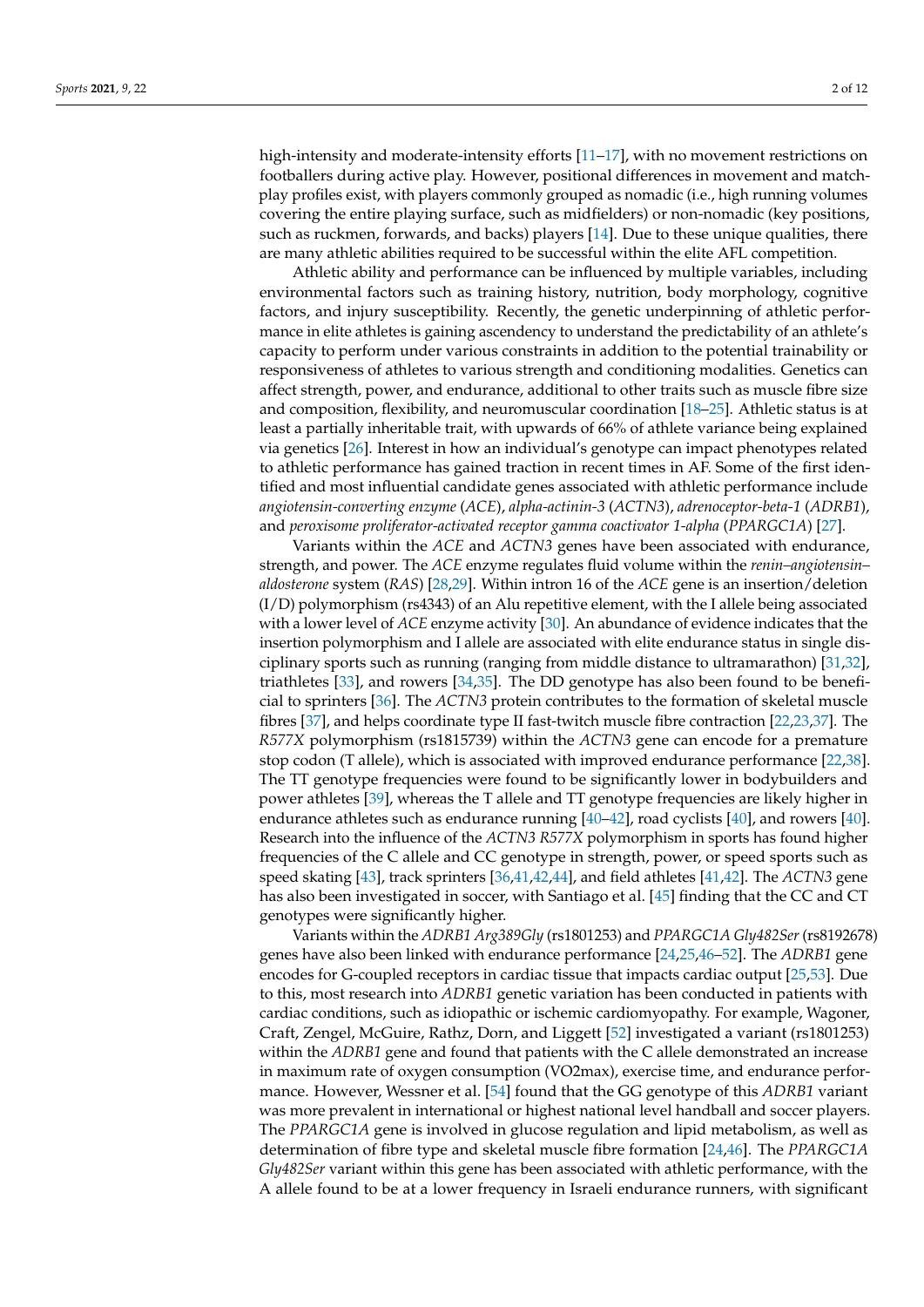high-intensity and moderate-intensity efforts [11–17], with no movement restrictions on footballers during active play. However, positional differences in movement and match-play profiles exist, with players commonly grouped as nomadic (i.e., high running volumes covering the entire playing surface, such as midfielders) or non-nomadic (key positions, such as ruckmen, forwards, and backs) players [14]. Due to these unique qualities, there are many athletic abilities required to be successful within the elite AFL competition.

Athletic ability and performance can be influenced by multiple variables, including environmental factors such as training history, nutrition, body morphology, cognitive factors, and injury susceptibility. Recently, the genetic underpinning of athletic performance in elite athletes is gaining ascendency to understand the predictability of an athlete's capacity to perform under various constraints in addition to the potential trainability or responsiveness of athletes to various strength and conditioning modalities. Genetics can affect strength, power, and endurance, additional to other traits such as muscle fibre size and composition, flexibility, and neuromuscular coordination [18–25]. Athletic status is at least a partially inheritable trait, with upwards of 66% of athlete variance being explained via genetics [26]. Interest in how an individual's genotype can impact phenotypes related to athletic performance has gained traction in recent times in AF. Some of the first identified and most influential candidate genes associated with athletic performance include *angiotensin-converting enzyme* (*ACE*), *alpha-actinin-3* (*ACTN3*), *adrenoceptor-beta-1* (*ADRB1*), and *peroxisome proliferator-activated receptor gamma coactivator 1-alpha* (*PPARGC1A*) [27].

Variants within the *ACE* and *ACTN3* genes have been associated with endurance, strength, and power. The *ACE* enzyme regulates fluid volume within the *renin–angiotensin–aldosterone* system (*RAS*) [28,29]. Within intron 16 of the *ACE* gene is an insertion/deletion (I/D) polymorphism (rs4343) of an Alu repetitive element, with the I allele being associated with a lower level of *ACE* enzyme activity [30]. An abundance of evidence indicates that the insertion polymorphism and I allele are associated with elite endurance status in single disciplinary sports such as running (ranging from middle distance to ultramarathon) [31,32], triathletes [33], and rowers [34,35]. The DD genotype has also been found to be beneficial to sprinters [36]. The *ACTN3* protein contributes to the formation of skeletal muscle fibres [37], and helps coordinate type II fast-twitch muscle fibre contraction [22,23,37]. The *R577X* polymorphism (rs1815739) within the *ACTN3* gene can encode for a premature stop codon (T allele), which is associated with improved endurance performance [22,38]. The TT genotype frequencies were found to be significantly lower in bodybuilders and power athletes [39], whereas the T allele and TT genotype frequencies are likely higher in endurance athletes such as endurance running [40–42], road cyclists [40], and rowers [40]. Research into the influence of the *ACTN3 R577X* polymorphism in sports has found higher frequencies of the C allele and CC genotype in strength, power, or speed sports such as speed skating [43], track sprinters [36,41,42,44], and field athletes [41,42]. The *ACTN3* gene has also been investigated in soccer, with Santiago et al. [45] finding that the CC and CT genotypes were significantly higher.

Variants within the *ADRB1 Arg389Gly* (rs1801253) and *PPARGC1A Gly482Ser* (rs8192678) genes have also been linked with endurance performance [24,25,46–52]. The *ADRB1* gene encodes for G-coupled receptors in cardiac tissue that impacts cardiac output [25,53]. Due to this, most research into *ADRB1* genetic variation has been conducted in patients with cardiac conditions, such as idiopathic or ischemic cardiomyopathy. For example, Wagoner, Craft, Zengel, McGuire, Rathz, Dorn, and Liggett [52] investigated a variant (rs1801253) within the *ADRB1* gene and found that patients with the C allele demonstrated an increase in maximum rate of oxygen consumption (VO2max), exercise time, and endurance performance. However, Wessner et al. [54] found that the GG genotype of this *ADRB1* variant was more prevalent in international or highest national level handball and soccer players. The *PPARGC1A* gene is involved in glucose regulation and lipid metabolism, as well as determination of fibre type and skeletal muscle fibre formation [24,46]. The *PPARGC1A Gly482Ser* variant within this gene has been associated with athletic performance, with the A allele found to be at a lower frequency in Israeli endurance runners, with significant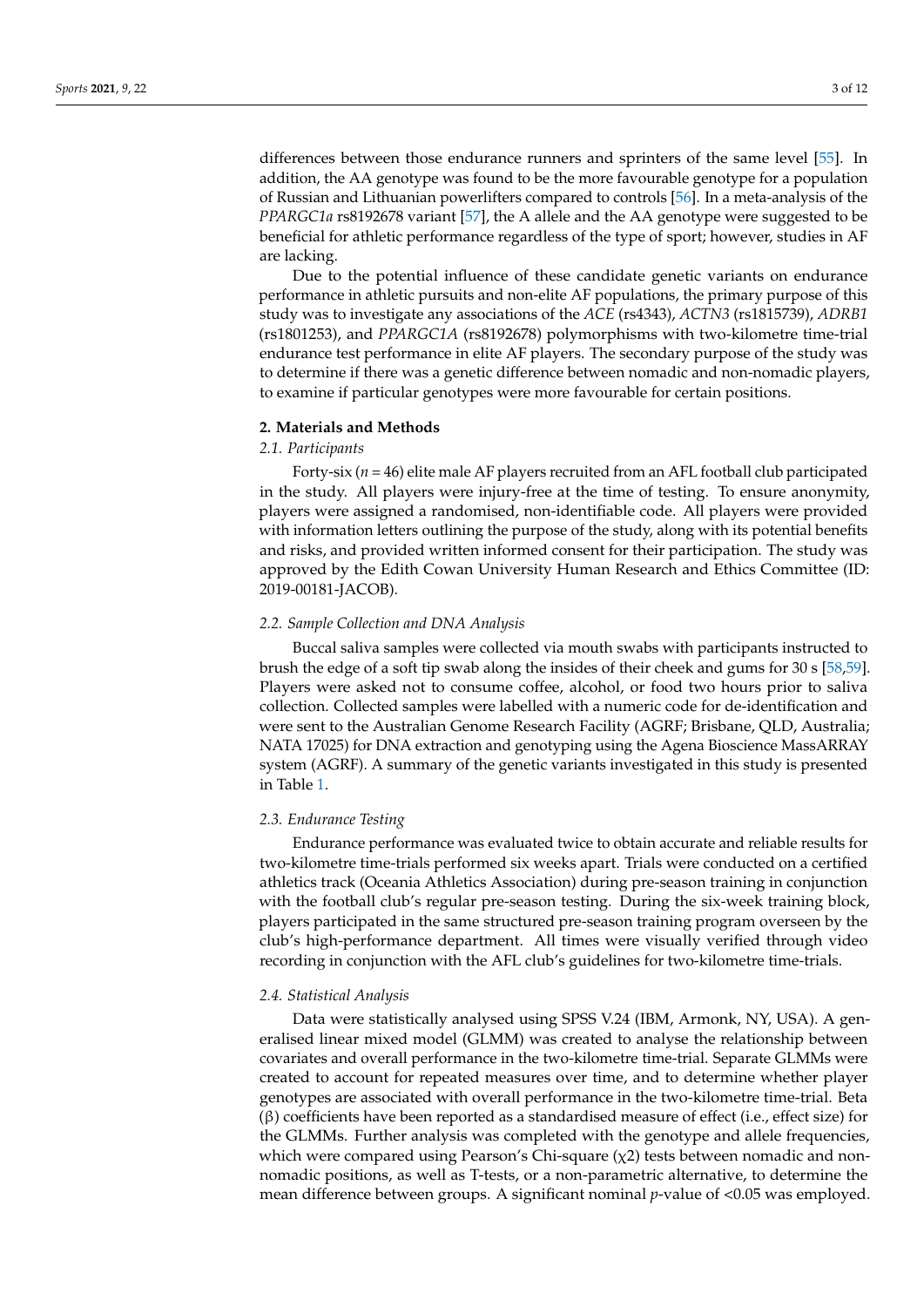differences between those endurance runners and sprinters of the same level [55]. In addition, the AA genotype was found to be the more favourable genotype for a population of Russian and Lithuanian powerlifters compared to controls [56]. In a meta-analysis of the *PPARGC1a* rs8192678 variant [57], the A allele and the AA genotype were suggested to be beneficial for athletic performance regardless of the type of sport; however, studies in AF are lacking.

Due to the potential influence of these candidate genetic variants on endurance performance in athletic pursuits and non-elite AF populations, the primary purpose of this study was to investigate any associations of the *ACE* (rs4343), *ACTN3* (rs1815739), *ADRB1* (rs1801253), and *PPARGC1A* (rs8192678) polymorphisms with two-kilometre time-trial endurance test performance in elite AF players. The secondary purpose of the study was to determine if there was a genetic difference between nomadic and non-nomadic players, to examine if particular genotypes were more favourable for certain positions.

## 2. Materials and Methods

### 2.1. Participants

Forty-six ($n = 46$) elite male AF players recruited from an AFL football club participated in the study. All players were injury-free at the time of testing. To ensure anonymity, players were assigned a randomised, non-identifiable code. All players were provided with information letters outlining the purpose of the study, along with its potential benefits and risks, and provided written informed consent for their participation. The study was approved by the Edith Cowan University Human Research and Ethics Committee (ID: 2019-00181-JACOB).

### 2.2. Sample Collection and DNA Analysis

Buccal saliva samples were collected via mouth swabs with participants instructed to brush the edge of a soft tip swab along the insides of their cheek and gums for 30 s [58,59]. Players were asked not to consume coffee, alcohol, or food two hours prior to saliva collection. Collected samples were labelled with a numeric code for de-identification and were sent to the Australian Genome Research Facility (AGRF; Brisbane, QLD, Australia; NATA 17025) for DNA extraction and genotyping using the Agena Bioscience MassARRAY system (AGRF). A summary of the genetic variants investigated in this study is presented in Table 1.

### 2.3. Endurance Testing

Endurance performance was evaluated twice to obtain accurate and reliable results for two-kilometre time-trials performed six weeks apart. Trials were conducted on a certified athletics track (Oceania Athletics Association) during pre-season training in conjunction with the football club's regular pre-season testing. During the six-week training block, players participated in the same structured pre-season training program overseen by the club's high-performance department. All times were visually verified through video recording in conjunction with the AFL club's guidelines for two-kilometre time-trials.

### 2.4. Statistical Analysis

Data were statistically analysed using SPSS V.24 (IBM, Armonk, NY, USA). A generalised linear mixed model (GLMM) was created to analyse the relationship between covariates and overall performance in the two-kilometre time-trial. Separate GLMMs were created to account for repeated measures over time, and to determine whether player genotypes are associated with overall performance in the two-kilometre time-trial. Beta ($\beta$) coefficients have been reported as a standardised measure of effect (i.e., effect size) for the GLMMs. Further analysis was completed with the genotype and allele frequencies, which were compared using Pearson's Chi-square ($\chi 2$) tests between nomadic and non-nomadic positions, as well as T-tests, or a non-parametric alternative, to determine the mean difference between groups. A significant nominal $p$-value of $<0.05$ was employed.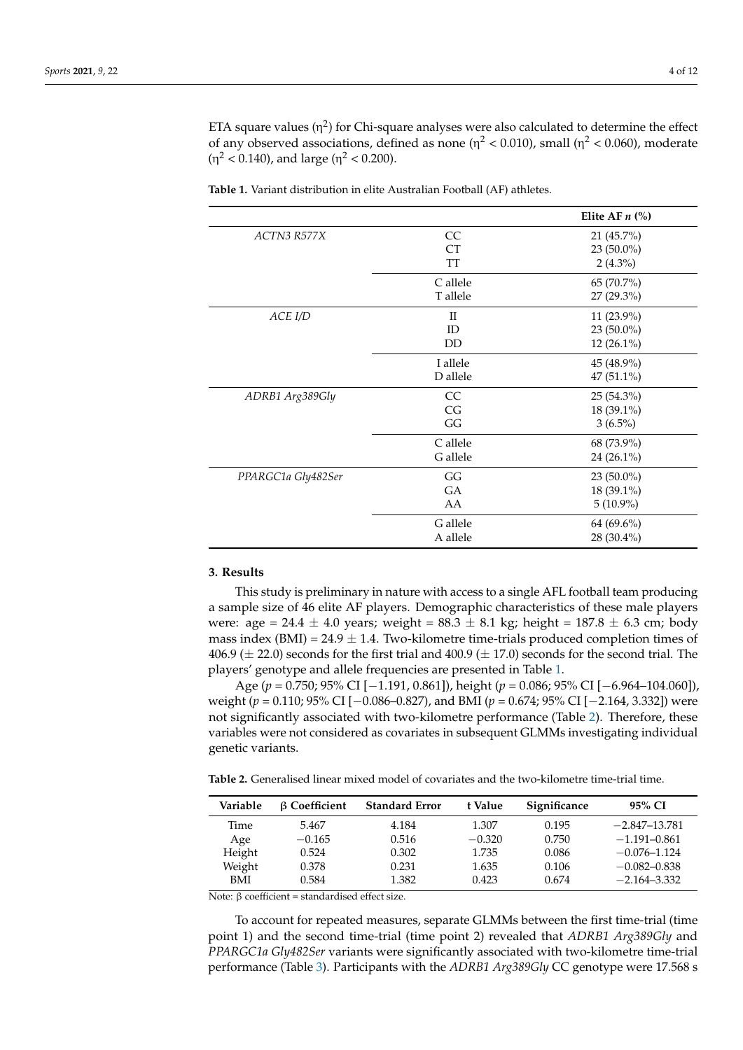ETA square values ($\eta^2$) for Chi-square analyses were also calculated to determine the effect of any observed associations, defined as none ($\eta^2 < 0.010$), small ($\eta^2 < 0.060$), moderate ($\eta^2 < 0.140$), and large ($\eta^2 < 0.200$).

**Table 1.** Variant distribution in elite Australian Football (AF) athletes.

| | | Elite AF *n* (%) |
|---|---|---|
| *ACTN3 R577X* | CC | 21 (45.7%) |
| | CT | 23 (50.0%) |
| | TT | 2 (4.3%) |
| | C allele | 65 (70.7%) |
| | T allele | 27 (29.3%) |
| *ACE I/D* | II | 11 (23.9%) |
| | ID | 23 (50.0%) |
| | DD | 12 (26.1%) |
| | I allele | 45 (48.9%) |
| | D allele | 47 (51.1%) |
| *ADRB1 Arg389Gly* | CC | 25 (54.3%) |
| | CG | 18 (39.1%) |
| | GG | 3 (6.5%) |
| | C allele | 68 (73.9%) |
| | G allele | 24 (26.1%) |
| *PPARGC1a Gly482Ser* | GG | 23 (50.0%) |
| | GA | 18 (39.1%) |
| | AA | 5 (10.9%) |
| | G allele | 64 (69.6%) |
| | A allele | 28 (30.4%) |

## 3. Results

This study is preliminary in nature with access to a single AFL football team producing a sample size of 46 elite AF players. Demographic characteristics of these male players were: age = 24.4 ± 4.0 years; weight = 88.3 ± 8.1 kg; height = 187.8 ± 6.3 cm; body mass index (BMI) = 24.9 ± 1.4. Two-kilometre time-trials produced completion times of 406.9 (± 22.0) seconds for the first trial and 400.9 (± 17.0) seconds for the second trial. The players' genotype and allele frequencies are presented in Table 1.

Age ($p = 0.750$; 95% CI [−1.191, 0.861]), height ($p = 0.086$; 95% CI [−6.964–104.060]), weight ($p = 0.110$; 95% CI [−0.086–0.827), and BMI ($p = 0.674$; 95% CI [−2.164, 3.332]) were not significantly associated with two-kilometre performance (Table 2). Therefore, these variables were not considered as covariates in subsequent GLMMs investigating individual genetic variants.

**Table 2.** Generalised linear mixed model of covariates and the two-kilometre time-trial time.

| Variable | β Coefficient | Standard Error | t Value | Significance | 95% CI |
|---|---|---|---|---|---|
| Time | 5.467 | 4.184 | 1.307 | 0.195 | −2.847–13.781 |
| Age | −0.165 | 0.516 | −0.320 | 0.750 | −1.191–0.861 |
| Height | 0.524 | 0.302 | 1.735 | 0.086 | −0.076–1.124 |
| Weight | 0.378 | 0.231 | 1.635 | 0.106 | −0.082–0.838 |
| BMI | 0.584 | 1.382 | 0.423 | 0.674 | −2.164–3.332 |

Note: β coefficient = standardised effect size.

To account for repeated measures, separate GLMMs between the first time-trial (time point 1) and the second time-trial (time point 2) revealed that *ADRB1 Arg389Gly* and *PPARGC1a Gly482Ser* variants were significantly associated with two-kilometre time-trial performance (Table 3). Participants with the *ADRB1 Arg389Gly* CC genotype were 17.568 s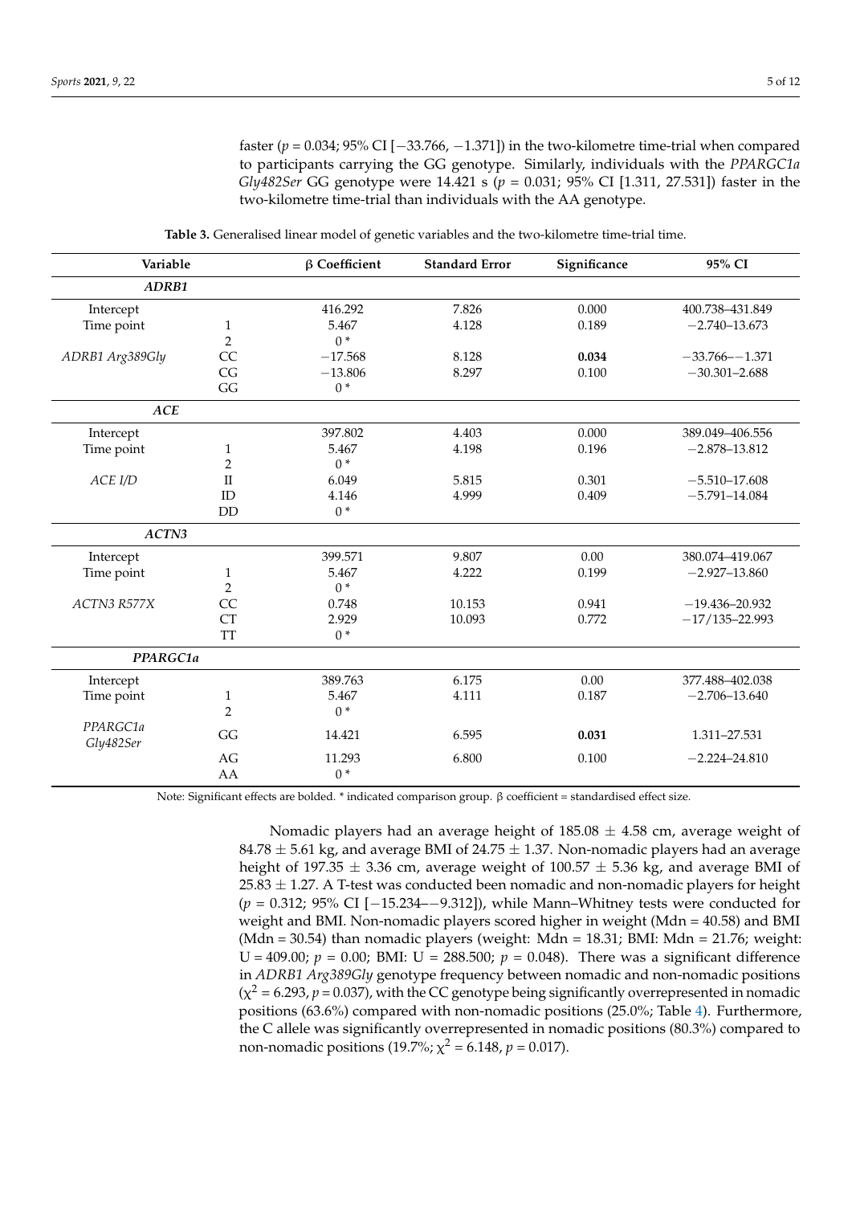faster ($p$ = 0.034; 95% CI [−33.766, −1.371]) in the two-kilometre time-trial when compared to participants carrying the GG genotype. Similarly, individuals with the *PPARGC1a Gly482Ser* GG genotype were 14.421 s ($p$ = 0.031; 95% CI [1.311, 27.531]) faster in the two-kilometre time-trial than individuals with the AA genotype.

**Table 3.** Generalised linear model of genetic variables and the two-kilometre time-trial time.

| Variable | | β Coefficient | Standard Error | Significance | 95% CI |
|---|---|---|---|---|---|
| ***ADRB1*** | | | | | |
| Intercept | | 416.292 | 7.826 | 0.000 | 400.738–431.849 |
| Time point | 1 | 5.467 | 4.128 | 0.189 | −2.740–13.673 |
| | 2 | 0 * | | | |
| *ADRB1 Arg389Gly* | CC | −17.568 | 8.128 | **0.034** | −33.766–−1.371 |
| | CG | −13.806 | 8.297 | 0.100 | −30.301–2.688 |
| | GG | 0 * | | | |
| ***ACE*** | | | | | |
| Intercept | | 397.802 | 4.403 | 0.000 | 389.049–406.556 |
| Time point | 1 | 5.467 | 4.198 | 0.196 | −2.878–13.812 |
| | 2 | 0 * | | | |
| *ACE I/D* | II | 6.049 | 5.815 | 0.301 | −5.510–17.608 |
| | ID | 4.146 | 4.999 | 0.409 | −5.791–14.084 |
| | DD | 0 * | | | |
| ***ACTN3*** | | | | | |
| Intercept | | 399.571 | 9.807 | 0.00 | 380.074–419.067 |
| Time point | 1 | 5.467 | 4.222 | 0.199 | −2.927–13.860 |
| | 2 | 0 * | | | |
| *ACTN3 R577X* | CC | 0.748 | 10.153 | 0.941 | −19.436–20.932 |
| | CT | 2.929 | 10.093 | 0.772 | −17/135–22.993 |
| | TT | 0 * | | | |
| ***PPARGC1a*** | | | | | |
| Intercept | | 389.763 | 6.175 | 0.00 | 377.488–402.038 |
| Time point | 1 | 5.467 | 4.111 | 0.187 | −2.706–13.640 |
| | 2 | 0 * | | | |
| *PPARGC1a Gly482Ser* | GG | 14.421 | 6.595 | **0.031** | 1.311–27.531 |
| | AG | 11.293 | 6.800 | 0.100 | −2.224–24.810 |
| | AA | 0 * | | | |

Note: Significant effects are bolded. * indicated comparison group. β coefficient = standardised effect size.

Nomadic players had an average height of 185.08 ± 4.58 cm, average weight of 84.78 ± 5.61 kg, and average BMI of 24.75 ± 1.37. Non-nomadic players had an average height of 197.35 ± 3.36 cm, average weight of 100.57 ± 5.36 kg, and average BMI of 25.83 ± 1.27. A T-test was conducted been nomadic and non-nomadic players for height ($p$ = 0.312; 95% CI [−15.234–−9.312]), while Mann–Whitney tests were conducted for weight and BMI. Non-nomadic players scored higher in weight (Mdn = 40.58) and BMI (Mdn = 30.54) than nomadic players (weight: Mdn = 18.31; BMI: Mdn = 21.76; weight: U = 409.00; $p$ = 0.00; BMI: U = 288.500; $p$ = 0.048). There was a significant difference in *ADRB1 Arg389Gly* genotype frequency between nomadic and non-nomadic positions ($\chi^2$ = 6.293, $p$ = 0.037), with the CC genotype being significantly overrepresented in nomadic positions (63.6%) compared with non-nomadic positions (25.0%; Table 4). Furthermore, the C allele was significantly overrepresented in nomadic positions (80.3%) compared to non-nomadic positions (19.7%; $\chi^2$ = 6.148, $p$ = 0.017).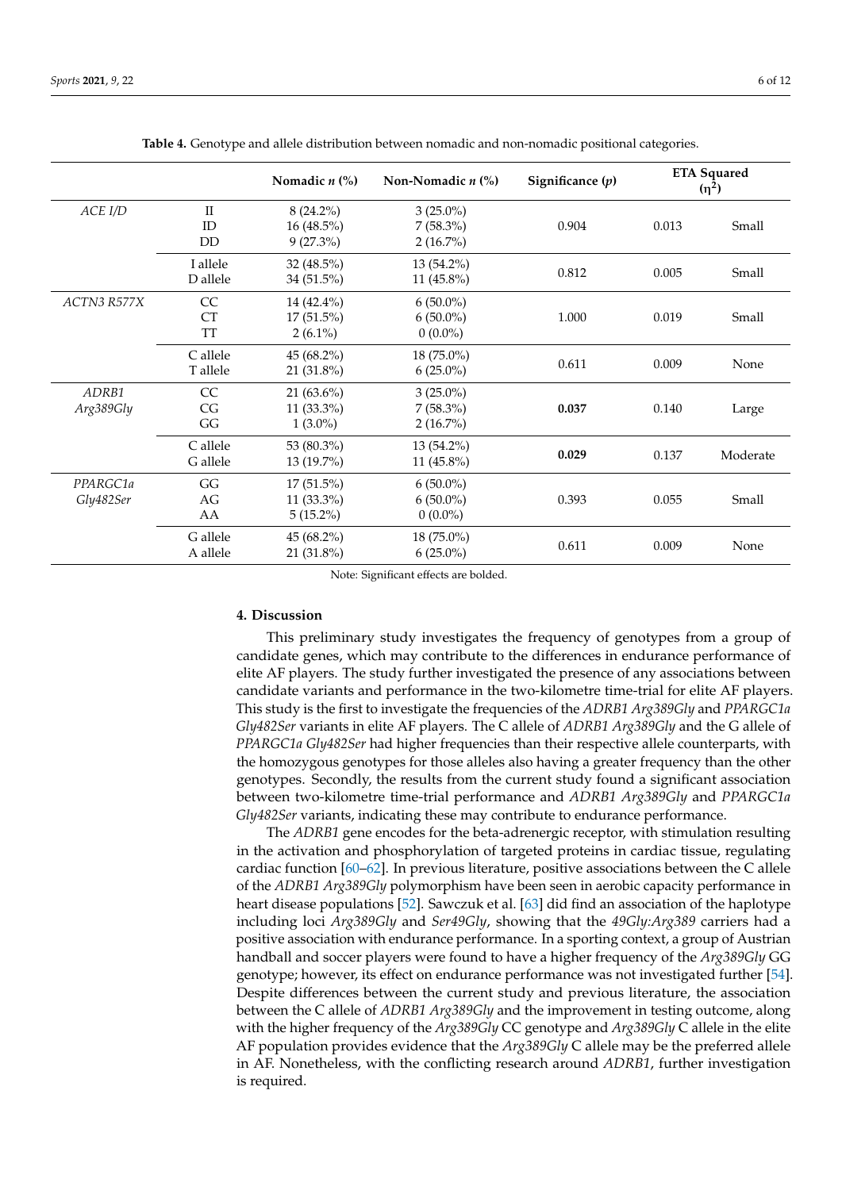**Table 4.** Genotype and allele distribution between nomadic and non-nomadic positional categories.

| | | Nomadic *n* (%) | Non-Nomadic *n* (%) | Significance (*p*) | ETA Squared ($\eta^2$) | |
|---|---|---|---|---|---|---|
| *ACE I/D* | II<br>ID<br>DD | 8 (24.2%)<br>16 (48.5%)<br>9 (27.3%) | 3 (25.0%)<br>7 (58.3%)<br>2 (16.7%) | 0.904 | 0.013 | Small |
| | I allele<br>D allele | 32 (48.5%)<br>34 (51.5%) | 13 (54.2%)<br>11 (45.8%) | 0.812 | 0.005 | Small |
| *ACTN3 R577X* | CC<br>CT<br>TT | 14 (42.4%)<br>17 (51.5%)<br>2 (6.1%) | 6 (50.0%)<br>6 (50.0%)<br>0 (0.0%) | 1.000 | 0.019 | Small |
| | C allele<br>T allele | 45 (68.2%)<br>21 (31.8%) | 18 (75.0%)<br>6 (25.0%) | 0.611 | 0.009 | None |
| *ADRB1 Arg389Gly* | CC<br>CG<br>GG | 21 (63.6%)<br>11 (33.3%)<br>1 (3.0%) | 3 (25.0%)<br>7 (58.3%)<br>2 (16.7%) | **0.037** | 0.140 | Large |
| | C allele<br>G allele | 53 (80.3%)<br>13 (19.7%) | 13 (54.2%)<br>11 (45.8%) | **0.029** | 0.137 | Moderate |
| *PPARGC1a Gly482Ser* | GG<br>AG<br>AA | 17 (51.5%)<br>11 (33.3%)<br>5 (15.2%) | 6 (50.0%)<br>6 (50.0%)<br>0 (0.0%) | 0.393 | 0.055 | Small |
| | G allele<br>A allele | 45 (68.2%)<br>21 (31.8%) | 18 (75.0%)<br>6 (25.0%) | 0.611 | 0.009 | None |

Note: Significant effects are bolded.

## 4. Discussion

This preliminary study investigates the frequency of genotypes from a group of candidate genes, which may contribute to the differences in endurance performance of elite AF players. The study further investigated the presence of any associations between candidate variants and performance in the two-kilometre time-trial for elite AF players. This study is the first to investigate the frequencies of the *ADRB1 Arg389Gly* and *PPARGC1a Gly482Ser* variants in elite AF players. The C allele of *ADRB1 Arg389Gly* and the G allele of *PPARGC1a Gly482Ser* had higher frequencies than their respective allele counterparts, with the homozygous genotypes for those alleles also having a greater frequency than the other genotypes. Secondly, the results from the current study found a significant association between two-kilometre time-trial performance and *ADRB1 Arg389Gly* and *PPARGC1a Gly482Ser* variants, indicating these may contribute to endurance performance.

The *ADRB1* gene encodes for the beta-adrenergic receptor, with stimulation resulting in the activation and phosphorylation of targeted proteins in cardiac tissue, regulating cardiac function [60–62]. In previous literature, positive associations between the C allele of the *ADRB1 Arg389Gly* polymorphism have been seen in aerobic capacity performance in heart disease populations [52]. Sawczuk et al. [63] did find an association of the haplotype including loci *Arg389Gly* and *Ser49Gly*, showing that the *49Gly:Arg389* carriers had a positive association with endurance performance. In a sporting context, a group of Austrian handball and soccer players were found to have a higher frequency of the *Arg389Gly* GG genotype; however, its effect on endurance performance was not investigated further [54]. Despite differences between the current study and previous literature, the association between the C allele of *ADRB1 Arg389Gly* and the improvement in testing outcome, along with the higher frequency of the *Arg389Gly* CC genotype and *Arg389Gly* C allele in the elite AF population provides evidence that the *Arg389Gly* C allele may be the preferred allele in AF. Nonetheless, with the conflicting research around *ADRB1*, further investigation is required.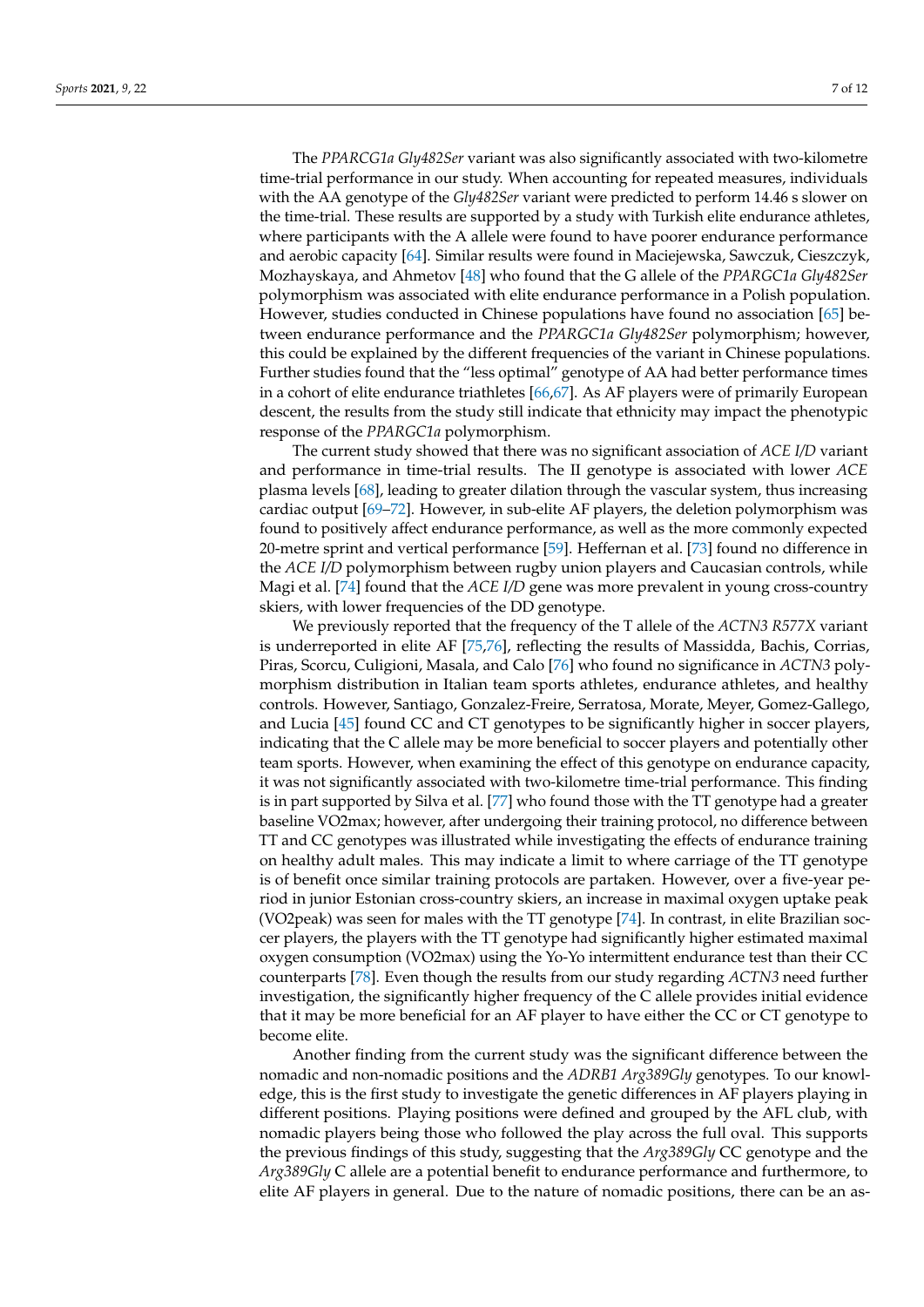The *PPARCG1a Gly482Ser* variant was also significantly associated with two-kilometre time-trial performance in our study. When accounting for repeated measures, individuals with the AA genotype of the *Gly482Ser* variant were predicted to perform 14.46 s slower on the time-trial. These results are supported by a study with Turkish elite endurance athletes, where participants with the A allele were found to have poorer endurance performance and aerobic capacity [64]. Similar results were found in Maciejewska, Sawczuk, Cieszczyk, Mozhayskaya, and Ahmetov [48] who found that the G allele of the *PPARGC1a Gly482Ser* polymorphism was associated with elite endurance performance in a Polish population. However, studies conducted in Chinese populations have found no association [65] between endurance performance and the *PPARGC1a Gly482Ser* polymorphism; however, this could be explained by the different frequencies of the variant in Chinese populations. Further studies found that the "less optimal" genotype of AA had better performance times in a cohort of elite endurance triathletes [66,67]. As AF players were of primarily European descent, the results from the study still indicate that ethnicity may impact the phenotypic response of the *PPARGC1a* polymorphism.

The current study showed that there was no significant association of *ACE I/D* variant and performance in time-trial results. The II genotype is associated with lower *ACE* plasma levels [68], leading to greater dilation through the vascular system, thus increasing cardiac output [69–72]. However, in sub-elite AF players, the deletion polymorphism was found to positively affect endurance performance, as well as the more commonly expected 20-metre sprint and vertical performance [59]. Heffernan et al. [73] found no difference in the *ACE I/D* polymorphism between rugby union players and Caucasian controls, while Magi et al. [74] found that the *ACE I/D* gene was more prevalent in young cross-country skiers, with lower frequencies of the DD genotype.

We previously reported that the frequency of the T allele of the *ACTN3 R577X* variant is underreported in elite AF [75,76], reflecting the results of Massidda, Bachis, Corrias, Piras, Scorcu, Culigioni, Masala, and Calo [76] who found no significance in *ACTN3* polymorphism distribution in Italian team sports athletes, endurance athletes, and healthy controls. However, Santiago, Gonzalez-Freire, Serratosa, Morate, Meyer, Gomez-Gallego, and Lucia [45] found CC and CT genotypes to be significantly higher in soccer players, indicating that the C allele may be more beneficial to soccer players and potentially other team sports. However, when examining the effect of this genotype on endurance capacity, it was not significantly associated with two-kilometre time-trial performance. This finding is in part supported by Silva et al. [77] who found those with the TT genotype had a greater baseline VO2max; however, after undergoing their training protocol, no difference between TT and CC genotypes was illustrated while investigating the effects of endurance training on healthy adult males. This may indicate a limit to where carriage of the TT genotype is of benefit once similar training protocols are partaken. However, over a five-year period in junior Estonian cross-country skiers, an increase in maximal oxygen uptake peak (VO2peak) was seen for males with the TT genotype [74]. In contrast, in elite Brazilian soccer players, the players with the TT genotype had significantly higher estimated maximal oxygen consumption (VO2max) using the Yo-Yo intermittent endurance test than their CC counterparts [78]. Even though the results from our study regarding *ACTN3* need further investigation, the significantly higher frequency of the C allele provides initial evidence that it may be more beneficial for an AF player to have either the CC or CT genotype to become elite.

Another finding from the current study was the significant difference between the nomadic and non-nomadic positions and the *ADRB1 Arg389Gly* genotypes. To our knowledge, this is the first study to investigate the genetic differences in AF players playing in different positions. Playing positions were defined and grouped by the AFL club, with nomadic players being those who followed the play across the full oval. This supports the previous findings of this study, suggesting that the *Arg389Gly* CC genotype and the *Arg389Gly* C allele are a potential benefit to endurance performance and furthermore, to elite AF players in general. Due to the nature of nomadic positions, there can be an as-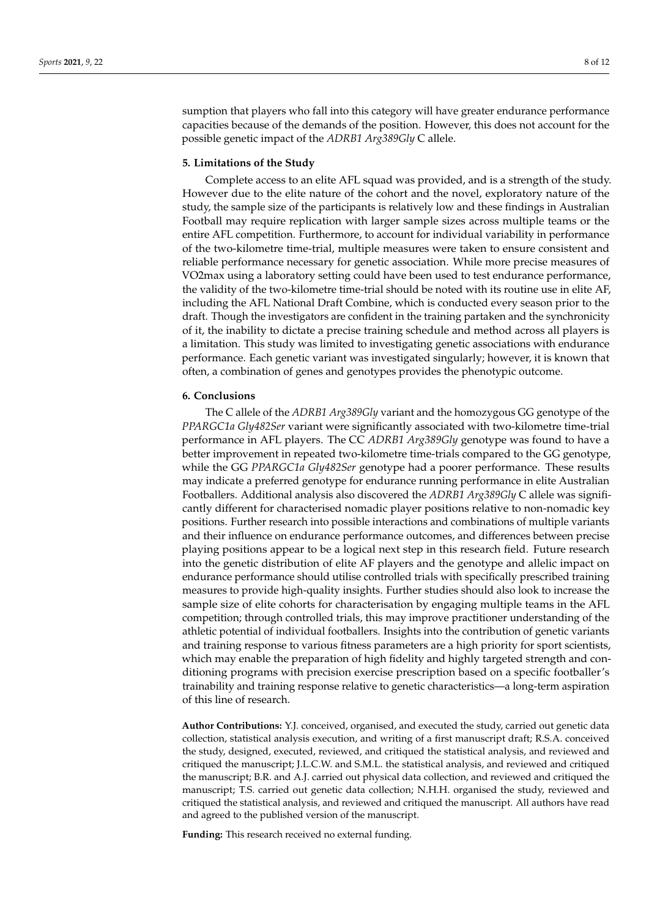sumption that players who fall into this category will have greater endurance performance capacities because of the demands of the position. However, this does not account for the possible genetic impact of the *ADRB1 Arg389Gly* C allele.

## 5. Limitations of the Study

Complete access to an elite AFL squad was provided, and is a strength of the study. However due to the elite nature of the cohort and the novel, exploratory nature of the study, the sample size of the participants is relatively low and these findings in Australian Football may require replication with larger sample sizes across multiple teams or the entire AFL competition. Furthermore, to account for individual variability in performance of the two-kilometre time-trial, multiple measures were taken to ensure consistent and reliable performance necessary for genetic association. While more precise measures of VO2max using a laboratory setting could have been used to test endurance performance, the validity of the two-kilometre time-trial should be noted with its routine use in elite AF, including the AFL National Draft Combine, which is conducted every season prior to the draft. Though the investigators are confident in the training partaken and the synchronicity of it, the inability to dictate a precise training schedule and method across all players is a limitation. This study was limited to investigating genetic associations with endurance performance. Each genetic variant was investigated singularly; however, it is known that often, a combination of genes and genotypes provides the phenotypic outcome.

## 6. Conclusions

The C allele of the *ADRB1 Arg389Gly* variant and the homozygous GG genotype of the *PPARGC1a Gly482Ser* variant were significantly associated with two-kilometre time-trial performance in AFL players. The CC *ADRB1 Arg389Gly* genotype was found to have a better improvement in repeated two-kilometre time-trials compared to the GG genotype, while the GG *PPARGC1a Gly482Ser* genotype had a poorer performance. These results may indicate a preferred genotype for endurance running performance in elite Australian Footballers. Additional analysis also discovered the *ADRB1 Arg389Gly* C allele was significantly different for characterised nomadic player positions relative to non-nomadic key positions. Further research into possible interactions and combinations of multiple variants and their influence on endurance performance outcomes, and differences between precise playing positions appear to be a logical next step in this research field. Future research into the genetic distribution of elite AF players and the genotype and allelic impact on endurance performance should utilise controlled trials with specifically prescribed training measures to provide high-quality insights. Further studies should also look to increase the sample size of elite cohorts for characterisation by engaging multiple teams in the AFL competition; through controlled trials, this may improve practitioner understanding of the athletic potential of individual footballers. Insights into the contribution of genetic variants and training response to various fitness parameters are a high priority for sport scientists, which may enable the preparation of high fidelity and highly targeted strength and conditioning programs with precision exercise prescription based on a specific footballer's trainability and training response relative to genetic characteristics—a long-term aspiration of this line of research.

**Author Contributions:** Y.J. conceived, organised, and executed the study, carried out genetic data collection, statistical analysis execution, and writing of a first manuscript draft; R.S.A. conceived the study, designed, executed, reviewed, and critiqued the statistical analysis, and reviewed and critiqued the manuscript; J.L.C.W. and S.M.L. the statistical analysis, and reviewed and critiqued the manuscript; B.R. and A.J. carried out physical data collection, and reviewed and critiqued the manuscript; T.S. carried out genetic data collection; N.H.H. organised the study, reviewed and critiqued the statistical analysis, and reviewed and critiqued the manuscript. All authors have read and agreed to the published version of the manuscript.

**Funding:** This research received no external funding.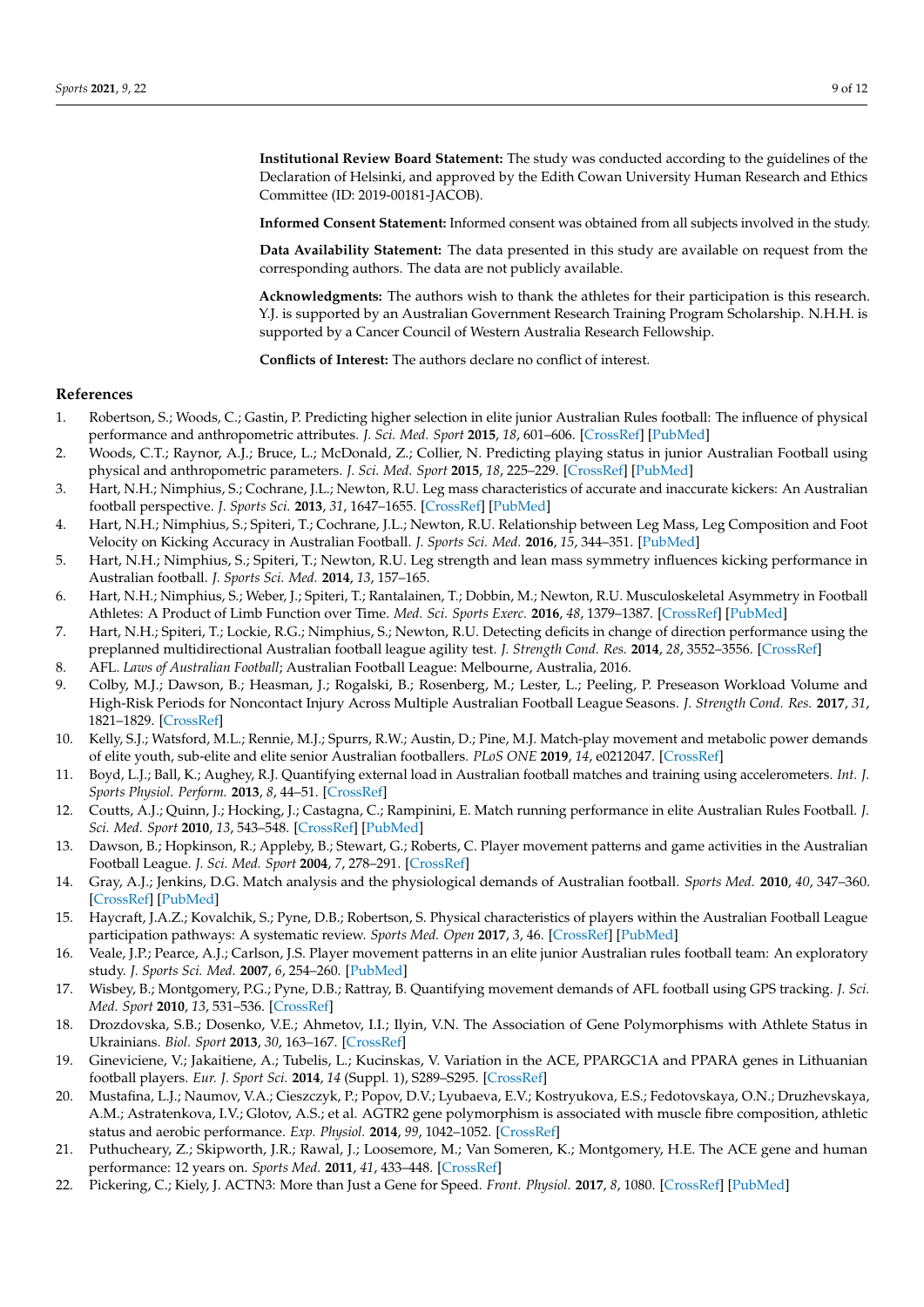**Institutional Review Board Statement:** The study was conducted according to the guidelines of the Declaration of Helsinki, and approved by the Edith Cowan University Human Research and Ethics Committee (ID: 2019-00181-JACOB).

**Informed Consent Statement:** Informed consent was obtained from all subjects involved in the study.

**Data Availability Statement:** The data presented in this study are available on request from the corresponding authors. The data are not publicly available.

**Acknowledgments:** The authors wish to thank the athletes for their participation is this research. Y.J. is supported by an Australian Government Research Training Program Scholarship. N.H.H. is supported by a Cancer Council of Western Australia Research Fellowship.

**Conflicts of Interest:** The authors declare no conflict of interest.

## References

1. Robertson, S.; Woods, C.; Gastin, P. Predicting higher selection in elite junior Australian Rules football: The influence of physical performance and anthropometric attributes. *J. Sci. Med. Sport* **2015**, *18*, 601–606. [CrossRef] [PubMed]
2. Woods, C.T.; Raynor, A.J.; Bruce, L.; McDonald, Z.; Collier, N. Predicting playing status in junior Australian Football using physical and anthropometric parameters. *J. Sci. Med. Sport* **2015**, *18*, 225–229. [CrossRef] [PubMed]
3. Hart, N.H.; Nimphius, S.; Cochrane, J.L.; Newton, R.U. Leg mass characteristics of accurate and inaccurate kickers: An Australian football perspective. *J. Sports Sci.* **2013**, *31*, 1647–1655. [CrossRef] [PubMed]
4. Hart, N.H.; Nimphius, S.; Spiteri, T.; Cochrane, J.L.; Newton, R.U. Relationship between Leg Mass, Leg Composition and Foot Velocity on Kicking Accuracy in Australian Football. *J. Sports Sci. Med.* **2016**, *15*, 344–351. [PubMed]
5. Hart, N.H.; Nimphius, S.; Spiteri, T.; Newton, R.U. Leg strength and lean mass symmetry influences kicking performance in Australian football. *J. Sports Sci. Med.* **2014**, *13*, 157–165.
6. Hart, N.H.; Nimphius, S.; Weber, J.; Spiteri, T.; Rantalainen, T.; Dobbin, M.; Newton, R.U. Musculoskeletal Asymmetry in Football Athletes: A Product of Limb Function over Time. *Med. Sci. Sports Exerc.* **2016**, *48*, 1379–1387. [CrossRef] [PubMed]
7. Hart, N.H.; Spiteri, T.; Lockie, R.G.; Nimphius, S.; Newton, R.U. Detecting deficits in change of direction performance using the preplanned multidirectional Australian football league agility test. *J. Strength Cond. Res.* **2014**, *28*, 3552–3556. [CrossRef]
8. AFL. *Laws of Australian Football*; Australian Football League: Melbourne, Australia, 2016.
9. Colby, M.J.; Dawson, B.; Heasman, J.; Rogalski, B.; Rosenberg, M.; Lester, L.; Peeling, P. Preseason Workload Volume and High-Risk Periods for Noncontact Injury Across Multiple Australian Football League Seasons. *J. Strength Cond. Res.* **2017**, *31*, 1821–1829. [CrossRef]
10. Kelly, S.J.; Watsford, M.L.; Rennie, M.J.; Spurrs, R.W.; Austin, D.; Pine, M.J. Match-play movement and metabolic power demands of elite youth, sub-elite and elite senior Australian footballers. *PLoS ONE* **2019**, *14*, e0212047. [CrossRef]
11. Boyd, L.J.; Ball, K.; Aughey, R.J. Quantifying external load in Australian football matches and training using accelerometers. *Int. J. Sports Physiol. Perform.* **2013**, *8*, 44–51. [CrossRef]
12. Coutts, A.J.; Quinn, J.; Hocking, J.; Castagna, C.; Rampinini, E. Match running performance in elite Australian Rules Football. *J. Sci. Med. Sport* **2010**, *13*, 543–548. [CrossRef] [PubMed]
13. Dawson, B.; Hopkinson, R.; Appleby, B.; Stewart, G.; Roberts, C. Player movement patterns and game activities in the Australian Football League. *J. Sci. Med. Sport* **2004**, *7*, 278–291. [CrossRef]
14. Gray, A.J.; Jenkins, D.G. Match analysis and the physiological demands of Australian football. *Sports Med.* **2010**, *40*, 347–360. [CrossRef] [PubMed]
15. Haycraft, J.A.Z.; Kovalchik, S.; Pyne, D.B.; Robertson, S. Physical characteristics of players within the Australian Football League participation pathways: A systematic review. *Sports Med. Open* **2017**, *3*, 46. [CrossRef] [PubMed]
16. Veale, J.P.; Pearce, A.J.; Carlson, J.S. Player movement patterns in an elite junior Australian rules football team: An exploratory study. *J. Sports Sci. Med.* **2007**, *6*, 254–260. [PubMed]
17. Wisbey, B.; Montgomery, P.G.; Pyne, D.B.; Rattray, B. Quantifying movement demands of AFL football using GPS tracking. *J. Sci. Med. Sport* **2010**, *13*, 531–536. [CrossRef]
18. Drozdovska, S.B.; Dosenko, V.E.; Ahmetov, I.I.; Ilyin, V.N. The Association of Gene Polymorphisms with Athlete Status in Ukrainians. *Biol. Sport* **2013**, *30*, 163–167. [CrossRef]
19. Gineviciene, V.; Jakaitiene, A.; Tubelis, L.; Kucinskas, V. Variation in the ACE, PPARGC1A and PPARA genes in Lithuanian football players. *Eur. J. Sport Sci.* **2014**, *14* (Suppl. 1), S289–S295. [CrossRef]
20. Mustafina, L.J.; Naumov, V.A.; Cieszczyk, P.; Popov, D.V.; Lyubaeva, E.V.; Kostryukova, E.S.; Fedotovskaya, O.N.; Druzhevskaya, A.M.; Astratenkova, I.V.; Glotov, A.S.; et al. AGTR2 gene polymorphism is associated with muscle fibre composition, athletic status and aerobic performance. *Exp. Physiol.* **2014**, *99*, 1042–1052. [CrossRef]
21. Puthucheary, Z.; Skipworth, J.R.; Rawal, J.; Loosemore, M.; Van Someren, K.; Montgomery, H.E. The ACE gene and human performance: 12 years on. *Sports Med.* **2011**, *41*, 433–448. [CrossRef]
22. Pickering, C.; Kiely, J. ACTN3: More than Just a Gene for Speed. *Front. Physiol.* **2017**, *8*, 1080. [CrossRef] [PubMed]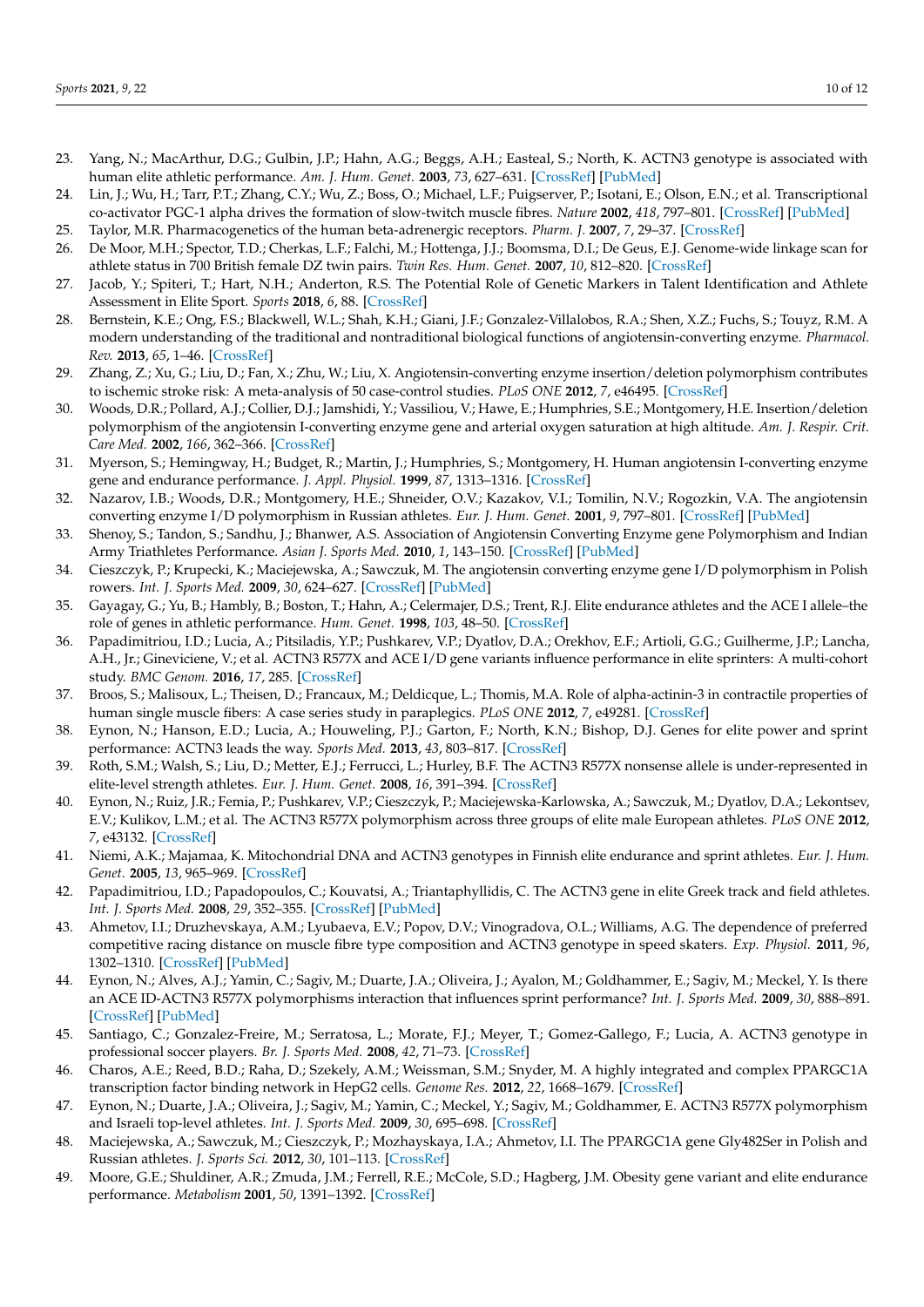23. Yang, N.; MacArthur, D.G.; Gulbin, J.P.; Hahn, A.G.; Beggs, A.H.; Easteal, S.; North, K. ACTN3 genotype is associated with human elite athletic performance. *Am. J. Hum. Genet.* **2003**, *73*, 627–631. [CrossRef] [PubMed]
24. Lin, J.; Wu, H.; Tarr, P.T.; Zhang, C.Y.; Wu, Z.; Boss, O.; Michael, L.F.; Puigserver, P.; Isotani, E.; Olson, E.N.; et al. Transcriptional co-activator PGC-1 alpha drives the formation of slow-twitch muscle fibres. *Nature* **2002**, *418*, 797–801. [CrossRef] [PubMed]
25. Taylor, M.R. Pharmacogenetics of the human beta-adrenergic receptors. *Pharm. J.* **2007**, *7*, 29–37. [CrossRef]
26. De Moor, M.H.; Spector, T.D.; Cherkas, L.F.; Falchi, M.; Hottenga, J.J.; Boomsma, D.I.; De Geus, E.J. Genome-wide linkage scan for athlete status in 700 British female DZ twin pairs. *Twin Res. Hum. Genet.* **2007**, *10*, 812–820. [CrossRef]
27. Jacob, Y.; Spiteri, T.; Hart, N.H.; Anderton, R.S. The Potential Role of Genetic Markers in Talent Identification and Athlete Assessment in Elite Sport. *Sports* **2018**, *6*, 88. [CrossRef]
28. Bernstein, K.E.; Ong, F.S.; Blackwell, W.L.; Shah, K.H.; Giani, J.F.; Gonzalez-Villalobos, R.A.; Shen, X.Z.; Fuchs, S.; Touyz, R.M. A modern understanding of the traditional and nontraditional biological functions of angiotensin-converting enzyme. *Pharmacol. Rev.* **2013**, *65*, 1–46. [CrossRef]
29. Zhang, Z.; Xu, G.; Liu, D.; Fan, X.; Zhu, W.; Liu, X. Angiotensin-converting enzyme insertion/deletion polymorphism contributes to ischemic stroke risk: A meta-analysis of 50 case-control studies. *PLoS ONE* **2012**, *7*, e46495. [CrossRef]
30. Woods, D.R.; Pollard, A.J.; Collier, D.J.; Jamshidi, Y.; Vassiliou, V.; Hawe, E.; Humphries, S.E.; Montgomery, H.E. Insertion/deletion polymorphism of the angiotensin I-converting enzyme gene and arterial oxygen saturation at high altitude. *Am. J. Respir. Crit. Care Med.* **2002**, *166*, 362–366. [CrossRef]
31. Myerson, S.; Hemingway, H.; Budget, R.; Martin, J.; Humphries, S.; Montgomery, H. Human angiotensin I-converting enzyme gene and endurance performance. *J. Appl. Physiol.* **1999**, *87*, 1313–1316. [CrossRef]
32. Nazarov, I.B.; Woods, D.R.; Montgomery, H.E.; Shneider, O.V.; Kazakov, V.I.; Tomilin, N.V.; Rogozkin, V.A. The angiotensin converting enzyme I/D polymorphism in Russian athletes. *Eur. J. Hum. Genet.* **2001**, *9*, 797–801. [CrossRef] [PubMed]
33. Shenoy, S.; Tandon, S.; Sandhu, J.; Bhanwer, A.S. Association of Angiotensin Converting Enzyme gene Polymorphism and Indian Army Triathletes Performance. *Asian J. Sports Med.* **2010**, *1*, 143–150. [CrossRef] [PubMed]
34. Cieszczyk, P.; Krupecki, K.; Maciejewska, A.; Sawczuk, M. The angiotensin converting enzyme gene I/D polymorphism in Polish rowers. *Int. J. Sports Med.* **2009**, *30*, 624–627. [CrossRef] [PubMed]
35. Gayagay, G.; Yu, B.; Hambly, B.; Boston, T.; Hahn, A.; Celermajer, D.S.; Trent, R.J. Elite endurance athletes and the ACE I allele–the role of genes in athletic performance. *Hum. Genet.* **1998**, *103*, 48–50. [CrossRef]
36. Papadimitriou, I.D.; Lucia, A.; Pitsiladis, Y.P.; Pushkarev, V.P.; Dyatlov, D.A.; Orekhov, E.F.; Artioli, G.G.; Guilherme, J.P.; Lancha, A.H., Jr.; Gineviciene, V.; et al. ACTN3 R577X and ACE I/D gene variants influence performance in elite sprinters: A multi-cohort study. *BMC Genom.* **2016**, *17*, 285. [CrossRef]
37. Broos, S.; Malisoux, L.; Theisen, D.; Francaux, M.; Deldicque, L.; Thomis, M.A. Role of alpha-actinin-3 in contractile properties of human single muscle fibers: A case series study in paraplegics. *PLoS ONE* **2012**, *7*, e49281. [CrossRef]
38. Eynon, N.; Hanson, E.D.; Lucia, A.; Houweling, P.J.; Garton, F.; North, K.N.; Bishop, D.J. Genes for elite power and sprint performance: ACTN3 leads the way. *Sports Med.* **2013**, *43*, 803–817. [CrossRef]
39. Roth, S.M.; Walsh, S.; Liu, D.; Metter, E.J.; Ferrucci, L.; Hurley, B.F. The ACTN3 R577X nonsense allele is under-represented in elite-level strength athletes. *Eur. J. Hum. Genet.* **2008**, *16*, 391–394. [CrossRef]
40. Eynon, N.; Ruiz, J.R.; Femia, P.; Pushkarev, V.P.; Cieszczyk, P.; Maciejewska-Karlowska, A.; Sawczuk, M.; Dyatlov, D.A.; Lekontsev, E.V.; Kulikov, L.M.; et al. The ACTN3 R577X polymorphism across three groups of elite male European athletes. *PLoS ONE* **2012**, *7*, e43132. [CrossRef]
41. Niemi, A.K.; Majamaa, K. Mitochondrial DNA and ACTN3 genotypes in Finnish elite endurance and sprint athletes. *Eur. J. Hum. Genet.* **2005**, *13*, 965–969. [CrossRef]
42. Papadimitriou, I.D.; Papadopoulos, C.; Kouvatsi, A.; Triantaphyllidis, C. The ACTN3 gene in elite Greek track and field athletes. *Int. J. Sports Med.* **2008**, *29*, 352–355. [CrossRef] [PubMed]
43. Ahmetov, I.I.; Druzhevskaya, A.M.; Lyubaeva, E.V.; Popov, D.V.; Vinogradova, O.L.; Williams, A.G. The dependence of preferred competitive racing distance on muscle fibre type composition and ACTN3 genotype in speed skaters. *Exp. Physiol.* **2011**, *96*, 1302–1310. [CrossRef] [PubMed]
44. Eynon, N.; Alves, A.J.; Yamin, C.; Sagiv, M.; Duarte, J.A.; Oliveira, J.; Ayalon, M.; Goldhammer, E.; Sagiv, M.; Meckel, Y. Is there an ACE ID-ACTN3 R577X polymorphisms interaction that influences sprint performance? *Int. J. Sports Med.* **2009**, *30*, 888–891. [CrossRef] [PubMed]
45. Santiago, C.; Gonzalez-Freire, M.; Serratosa, L.; Morate, F.J.; Meyer, T.; Gomez-Gallego, F.; Lucia, A. ACTN3 genotype in professional soccer players. *Br. J. Sports Med.* **2008**, *42*, 71–73. [CrossRef]
46. Charos, A.E.; Reed, B.D.; Raha, D.; Szekely, A.M.; Weissman, S.M.; Snyder, M. A highly integrated and complex PPARGC1A transcription factor binding network in HepG2 cells. *Genome Res.* **2012**, *22*, 1668–1679. [CrossRef]
47. Eynon, N.; Duarte, J.A.; Oliveira, J.; Sagiv, M.; Yamin, C.; Meckel, Y.; Sagiv, M.; Goldhammer, E. ACTN3 R577X polymorphism and Israeli top-level athletes. *Int. J. Sports Med.* **2009**, *30*, 695–698. [CrossRef]
48. Maciejewska, A.; Sawczuk, M.; Cieszczyk, P.; Mozhayskaya, I.A.; Ahmetov, I.I. The PPARGC1A gene Gly482Ser in Polish and Russian athletes. *J. Sports Sci.* **2012**, *30*, 101–113. [CrossRef]
49. Moore, G.E.; Shuldiner, A.R.; Zmuda, J.M.; Ferrell, R.E.; McCole, S.D.; Hagberg, J.M. Obesity gene variant and elite endurance performance. *Metabolism* **2001**, *50*, 1391–1392. [CrossRef]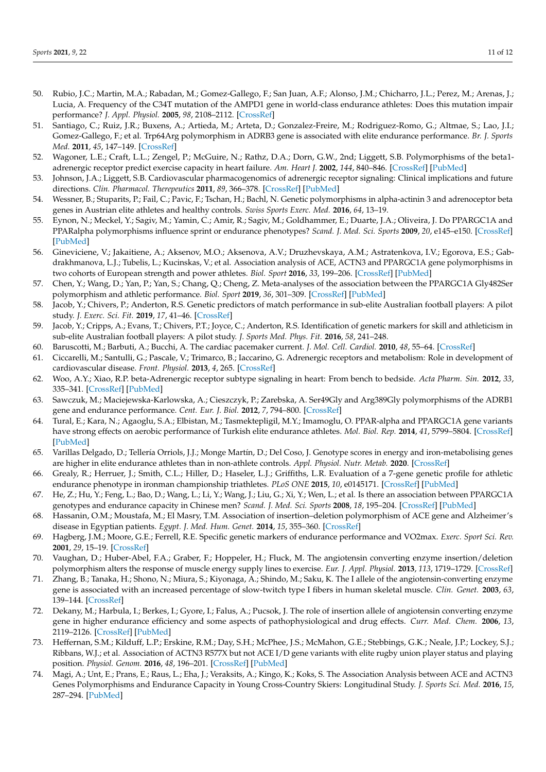50. Rubio, J.C.; Martin, M.A.; Rabadan, M.; Gomez-Gallego, F.; San Juan, A.F.; Alonso, J.M.; Chicharro, J.L.; Perez, M.; Arenas, J.; Lucia, A. Frequency of the C34T mutation of the AMPD1 gene in world-class endurance athletes: Does this mutation impair performance? *J. Appl. Physiol.* **2005**, *98*, 2108–2112. [CrossRef]
51. Santiago, C.; Ruiz, J.R.; Buxens, A.; Artieda, M.; Arteta, D.; Gonzalez-Freire, M.; Rodriguez-Romo, G.; Altmae, S.; Lao, J.I.; Gomez-Gallego, F.; et al. Trp64Arg polymorphism in ADRB3 gene is associated with elite endurance performance. *Br. J. Sports Med.* **2011**, *45*, 147–149. [CrossRef]
52. Wagoner, L.E.; Craft, L.L.; Zengel, P.; McGuire, N.; Rathz, D.A.; Dorn, G.W., 2nd; Liggett, S.B. Polymorphisms of the beta1-adrenergic receptor predict exercise capacity in heart failure. *Am. Heart J.* **2002**, *144*, 840–846. [CrossRef] [PubMed]
53. Johnson, J.A.; Liggett, S.B. Cardiovascular pharmacogenomics of adrenergic receptor signaling: Clinical implications and future directions. *Clin. Pharmacol. Therepeutics* **2011**, *89*, 366–378. [CrossRef] [PubMed]
54. Wessner, B.; Stuparits, P.; Fail, C.; Pavic, F.; Tschan, H.; Bachl, N. Genetic polymorphisms in alpha-actinin 3 and adrenoceptor beta genes in Austrian elite athletes and healthy controls. *Swiss Sports Exerc. Med.* **2016**, *64*, 13–19.
55. Eynon, N.; Meckel, Y.; Sagiv, M.; Yamin, C.; Amir, R.; Sagiv, M.; Goldhammer, E.; Duarte, J.A.; Oliveira, J. Do PPARGC1A and PPARalpha polymorphisms influence sprint or endurance phenotypes? *Scand. J. Med. Sci. Sports* **2009**, *20*, e145–e150. [CrossRef] [PubMed]
56. Gineviciene, V.; Jakaitiene, A.; Aksenov, M.O.; Aksenova, A.V.; Druzhevskaya, A.M.; Astratenkova, I.V.; Egorova, E.S.; Gabdrakhmanova, L.J.; Tubelis, L.; Kucinskas, V.; et al. Association analysis of ACE, ACTN3 and PPARGC1A gene polymorphisms in two cohorts of European strength and power athletes. *Biol. Sport* **2016**, *33*, 199–206. [CrossRef] [PubMed]
57. Chen, Y.; Wang, D.; Yan, P.; Yan, S.; Chang, Q.; Cheng, Z. Meta-analyses of the association between the PPARGC1A Gly482Ser polymorphism and athletic performance. *Biol. Sport* **2019**, *36*, 301–309. [CrossRef] [PubMed]
58. Jacob, Y.; Chivers, P.; Anderton, R.S. Genetic predictors of match performance in sub-elite Australian football players: A pilot study. *J. Exerc. Sci. Fit.* **2019**, *17*, 41–46. [CrossRef]
59. Jacob, Y.; Cripps, A.; Evans, T.; Chivers, P.T.; Joyce, C.; Anderton, R.S. Identification of genetic markers for skill and athleticism in sub-elite Australian football players: A pilot study. *J. Sports Med. Phys. Fit.* **2016**, *58*, 241–248.
60. Baruscotti, M.; Barbuti, A.; Bucchi, A. The cardiac pacemaker current. *J. Mol. Cell. Cardiol.* **2010**, *48*, 55–64. [CrossRef]
61. Ciccarelli, M.; Santulli, G.; Pascale, V.; Trimarco, B.; Iaccarino, G. Adrenergic receptors and metabolism: Role in development of cardiovascular disease. *Front. Physiol.* **2013**, *4*, 265. [CrossRef]
62. Woo, A.Y.; Xiao, R.P. beta-Adrenergic receptor subtype signaling in heart: From bench to bedside. *Acta Pharm. Sin.* **2012**, *33*, 335–341. [CrossRef] [PubMed]
63. Sawczuk, M.; Maciejewska-Karlowska, A.; Cieszczyk, P.; Zarebska, A. Ser49Gly and Arg389Gly polymorphisms of the ADRB1 gene and endurance performance. *Cent. Eur. J. Biol.* **2012**, *7*, 794–800. [CrossRef]
64. Tural, E.; Kara, N.; Agaoglu, S.A.; Elbistan, M.; Tasmektepligil, M.Y.; Imamoglu, O. PPAR-alpha and PPARGC1A gene variants have strong effects on aerobic performance of Turkish elite endurance athletes. *Mol. Biol. Rep.* **2014**, *41*, 5799–5804. [CrossRef] [PubMed]
65. Varillas Delgado, D.; Tellería Orriols, J.J.; Monge Martín, D.; Del Coso, J. Genotype scores in energy and iron-metabolising genes are higher in elite endurance athletes than in non-athlete controls. *Appl. Physiol. Nutr. Metab.* **2020**. [CrossRef]
66. Grealy, R.; Herruer, J.; Smith, C.L.; Hiller, D.; Haseler, L.J.; Griffiths, L.R. Evaluation of a 7-gene genetic profile for athletic endurance phenotype in ironman championship triathletes. *PLoS ONE* **2015**, *10*, e0145171. [CrossRef] [PubMed]
67. He, Z.; Hu, Y.; Feng, L.; Bao, D.; Wang, L.; Li, Y.; Wang, J.; Liu, G.; Xi, Y.; Wen, L.; et al. Is there an association between PPARGC1A genotypes and endurance capacity in Chinese men? *Scand. J. Med. Sci. Sports* **2008**, *18*, 195–204. [CrossRef] [PubMed]
68. Hassanin, O.M.; Moustafa, M.; El Masry, T.M. Association of insertion–deletion polymorphism of ACE gene and Alzheimer's disease in Egyptian patients. *Egypt. J. Med. Hum. Genet.* **2014**, *15*, 355–360. [CrossRef]
69. Hagberg, J.M.; Moore, G.E.; Ferrell, R.E. Specific genetic markers of endurance performance and VO2max. *Exerc. Sport Sci. Rev.* **2001**, *29*, 15–19. [CrossRef]
70. Vaughan, D.; Huber-Abel, F.A.; Graber, F.; Hoppeler, H.; Fluck, M. The angiotensin converting enzyme insertion/deletion polymorphism alters the response of muscle energy supply lines to exercise. *Eur. J. Appl. Physiol.* **2013**, *113*, 1719–1729. [CrossRef]
71. Zhang, B.; Tanaka, H.; Shono, N.; Miura, S.; Kiyonaga, A.; Shindo, M.; Saku, K. The I allele of the angiotensin-converting enzyme gene is associated with an increased percentage of slow-twitch type I fibers in human skeletal muscle. *Clin. Genet.* **2003**, *63*, 139–144. [CrossRef]
72. Dekany, M.; Harbula, I.; Berkes, I.; Gyore, I.; Falus, A.; Pucsok, J. The role of insertion allele of angiotensin converting enzyme gene in higher endurance efficiency and some aspects of pathophysiological and drug effects. *Curr. Med. Chem.* **2006**, *13*, 2119–2126. [CrossRef] [PubMed]
73. Heffernan, S.M.; Kilduff, L.P.; Erskine, R.M.; Day, S.H.; McPhee, J.S.; McMahon, G.E.; Stebbings, G.K.; Neale, J.P.; Lockey, S.J.; Ribbans, W.J.; et al. Association of ACTN3 R577X but not ACE I/D gene variants with elite rugby union player status and playing position. *Physiol. Genom.* **2016**, *48*, 196–201. [CrossRef] [PubMed]
74. Magi, A.; Unt, E.; Prans, E.; Raus, L.; Eha, J.; Veraksits, A.; Kingo, K.; Koks, S. The Association Analysis between ACE and ACTN3 Genes Polymorphisms and Endurance Capacity in Young Cross-Country Skiers: Longitudinal Study. *J. Sports Sci. Med.* **2016**, *15*, 287–294. [PubMed]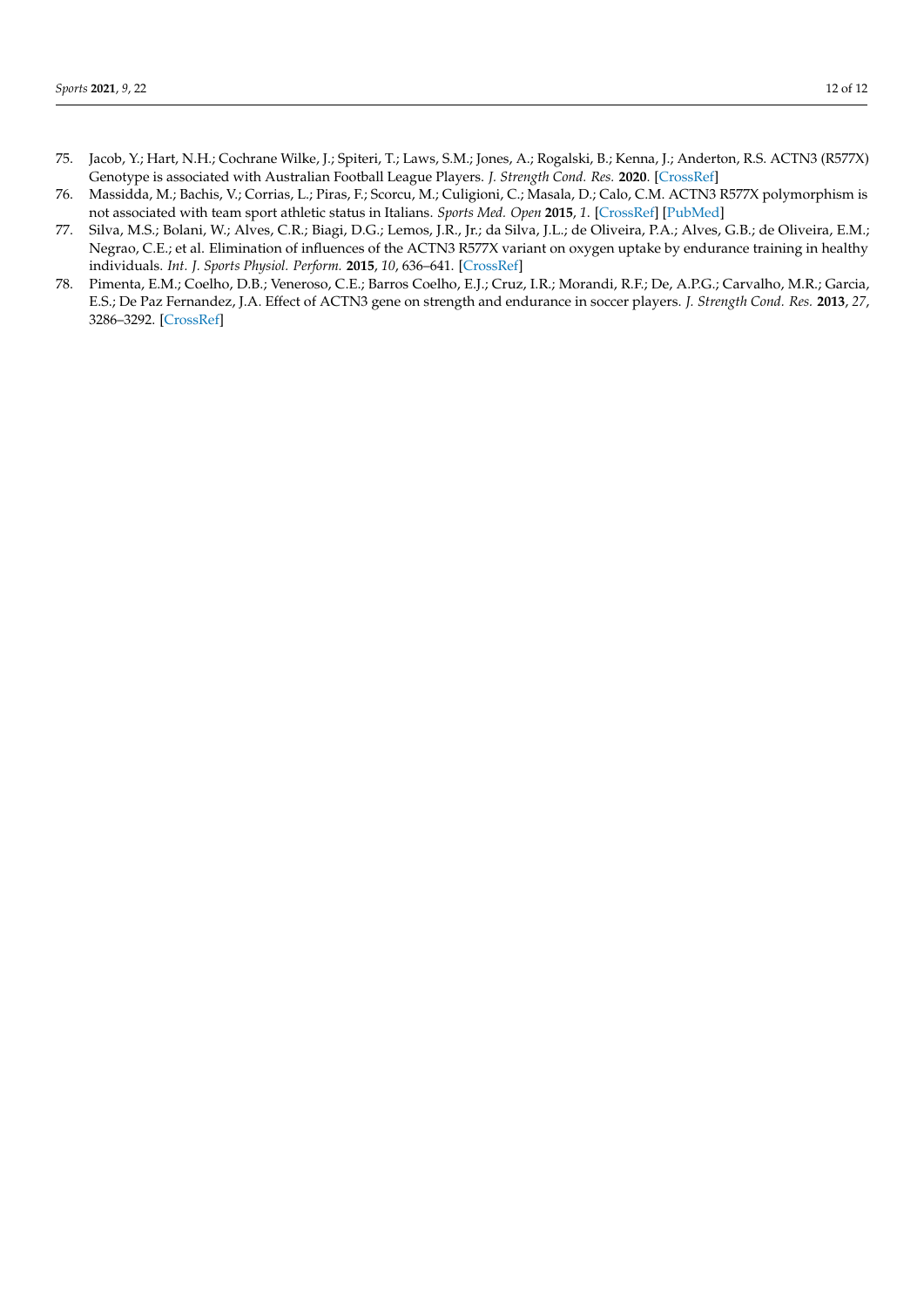75. Jacob, Y.; Hart, N.H.; Cochrane Wilke, J.; Spiteri, T.; Laws, S.M.; Jones, A.; Rogalski, B.; Kenna, J.; Anderton, R.S. ACTN3 (R577X) Genotype is associated with Australian Football League Players. *J. Strength Cond. Res.* **2020**. [CrossRef]
76. Massidda, M.; Bachis, V.; Corrias, L.; Piras, F.; Scorcu, M.; Culigioni, C.; Masala, D.; Calo, C.M. ACTN3 R577X polymorphism is not associated with team sport athletic status in Italians. *Sports Med. Open* **2015**, *1*. [CrossRef] [PubMed]
77. Silva, M.S.; Bolani, W.; Alves, C.R.; Biagi, D.G.; Lemos, J.R., Jr.; da Silva, J.L.; de Oliveira, P.A.; Alves, G.B.; de Oliveira, E.M.; Negrao, C.E.; et al. Elimination of influences of the ACTN3 R577X variant on oxygen uptake by endurance training in healthy individuals. *Int. J. Sports Physiol. Perform.* **2015**, *10*, 636–641. [CrossRef]
78. Pimenta, E.M.; Coelho, D.B.; Veneroso, C.E.; Barros Coelho, E.J.; Cruz, I.R.; Morandi, R.F.; De, A.P.G.; Carvalho, M.R.; Garcia, E.S.; De Paz Fernandez, J.A. Effect of ACTN3 gene on strength and endurance in soccer players. *J. Strength Cond. Res.* **2013**, *27*, 3286–3292. [CrossRef]